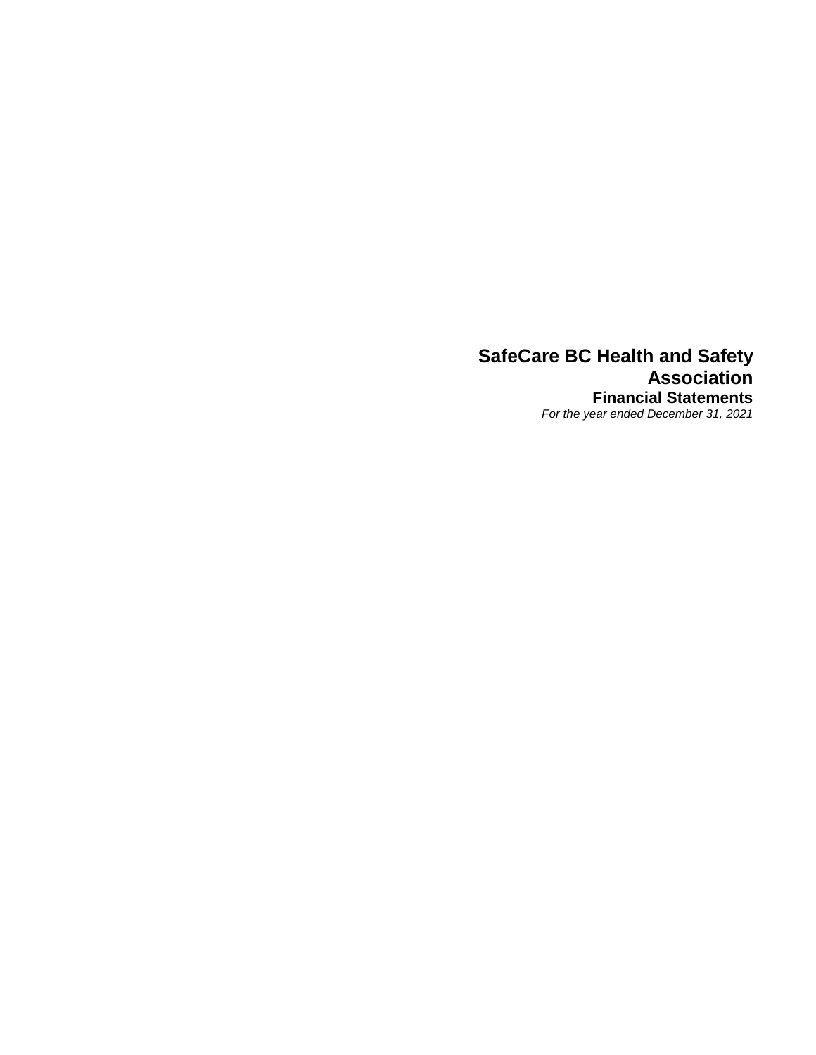# SafeCare BC Health and Safety Association

## Financial Statements

*For the year ended December 31, 2021*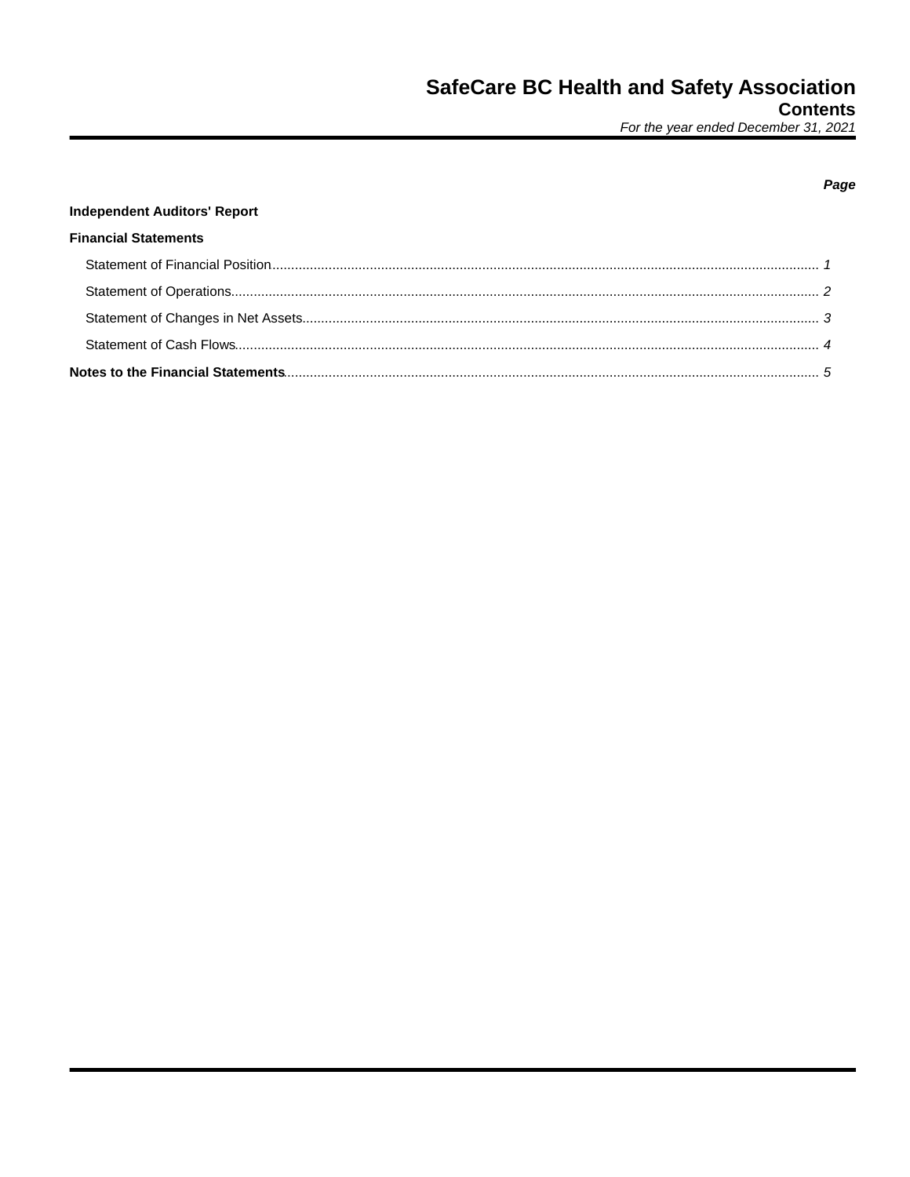# SafeCare BC Health and Safety Association

## Contents

*For the year ended December 31, 2021*

| | *Page* |
|---|---|
| **Independent Auditors' Report** | |
| **Financial Statements** | |
| Statement of Financial Position | *1* |
| Statement of Operations | *2* |
| Statement of Changes in Net Assets | *3* |
| Statement of Cash Flows | *4* |
| **Notes to the Financial Statements** | *5* |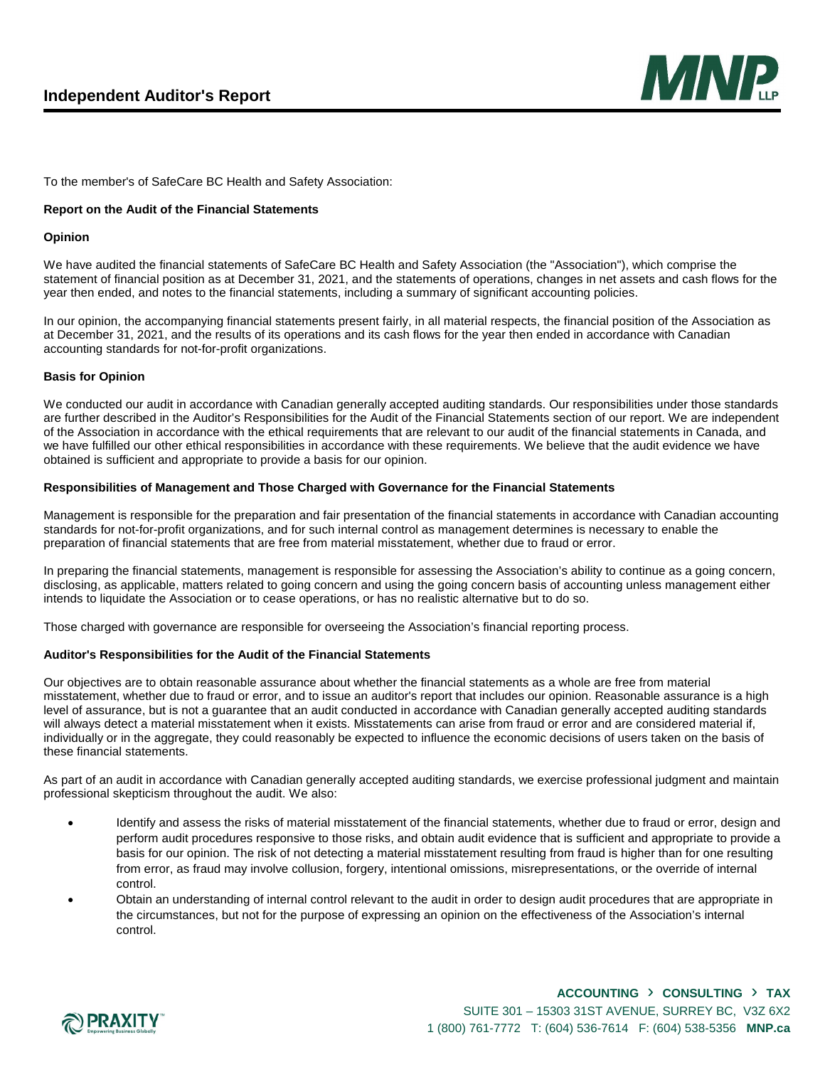# Independent Auditor's Report

To the member's of SafeCare BC Health and Safety Association:

## Report on the Audit of the Financial Statements

### Opinion

We have audited the financial statements of SafeCare BC Health and Safety Association (the "Association"), which comprise the statement of financial position as at December 31, 2021, and the statements of operations, changes in net assets and cash flows for the year then ended, and notes to the financial statements, including a summary of significant accounting policies.

In our opinion, the accompanying financial statements present fairly, in all material respects, the financial position of the Association as at December 31, 2021, and the results of its operations and its cash flows for the year then ended in accordance with Canadian accounting standards for not-for-profit organizations.

### Basis for Opinion

We conducted our audit in accordance with Canadian generally accepted auditing standards. Our responsibilities under those standards are further described in the Auditor's Responsibilities for the Audit of the Financial Statements section of our report. We are independent of the Association in accordance with the ethical requirements that are relevant to our audit of the financial statements in Canada, and we have fulfilled our other ethical responsibilities in accordance with these requirements. We believe that the audit evidence we have obtained is sufficient and appropriate to provide a basis for our opinion.

### Responsibilities of Management and Those Charged with Governance for the Financial Statements

Management is responsible for the preparation and fair presentation of the financial statements in accordance with Canadian accounting standards for not-for-profit organizations, and for such internal control as management determines is necessary to enable the preparation of financial statements that are free from material misstatement, whether due to fraud or error.

In preparing the financial statements, management is responsible for assessing the Association's ability to continue as a going concern, disclosing, as applicable, matters related to going concern and using the going concern basis of accounting unless management either intends to liquidate the Association or to cease operations, or has no realistic alternative but to do so.

Those charged with governance are responsible for overseeing the Association's financial reporting process.

### Auditor's Responsibilities for the Audit of the Financial Statements

Our objectives are to obtain reasonable assurance about whether the financial statements as a whole are free from material misstatement, whether due to fraud or error, and to issue an auditor's report that includes our opinion. Reasonable assurance is a high level of assurance, but is not a guarantee that an audit conducted in accordance with Canadian generally accepted auditing standards will always detect a material misstatement when it exists. Misstatements can arise from fraud or error and are considered material if, individually or in the aggregate, they could reasonably be expected to influence the economic decisions of users taken on the basis of these financial statements.

As part of an audit in accordance with Canadian generally accepted auditing standards, we exercise professional judgment and maintain professional skepticism throughout the audit. We also:

- Identify and assess the risks of material misstatement of the financial statements, whether due to fraud or error, design and perform audit procedures responsive to those risks, and obtain audit evidence that is sufficient and appropriate to provide a basis for our opinion. The risk of not detecting a material misstatement resulting from fraud is higher than for one resulting from error, as fraud may involve collusion, forgery, intentional omissions, misrepresentations, or the override of internal control.
- Obtain an understanding of internal control relevant to the audit in order to design audit procedures that are appropriate in the circumstances, but not for the purpose of expressing an opinion on the effectiveness of the Association's internal control.

ACCOUNTING › CONSULTING › TAX
SUITE 301 – 15303 31ST AVENUE, SURREY BC, V3Z 6X2
1 (800) 761-7772 T: (604) 536-7614 F: (604) 538-5356 MNP.ca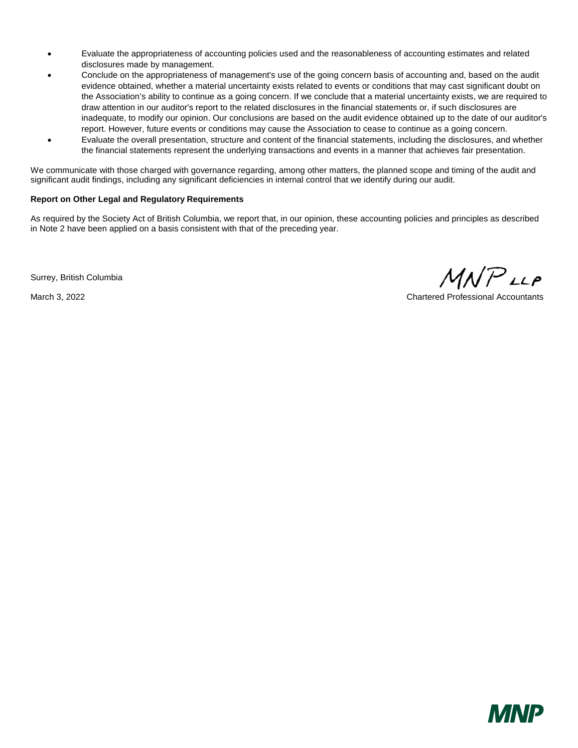- Evaluate the appropriateness of accounting policies used and the reasonableness of accounting estimates and related disclosures made by management.
- Conclude on the appropriateness of management's use of the going concern basis of accounting and, based on the audit evidence obtained, whether a material uncertainty exists related to events or conditions that may cast significant doubt on the Association's ability to continue as a going concern. If we conclude that a material uncertainty exists, we are required to draw attention in our auditor's report to the related disclosures in the financial statements or, if such disclosures are inadequate, to modify our opinion. Our conclusions are based on the audit evidence obtained up to the date of our auditor's report. However, future events or conditions may cause the Association to cease to continue as a going concern.
- Evaluate the overall presentation, structure and content of the financial statements, including the disclosures, and whether the financial statements represent the underlying transactions and events in a manner that achieves fair presentation.

We communicate with those charged with governance regarding, among other matters, the planned scope and timing of the audit and significant audit findings, including any significant deficiencies in internal control that we identify during our audit.

**Report on Other Legal and Regulatory Requirements**

As required by the Society Act of British Columbia, we report that, in our opinion, these accounting policies and principles as described in Note 2 have been applied on a basis consistent with that of the preceding year.

Surrey, British Columbia

March 3, 2022

MNP LLP

Chartered Professional Accountants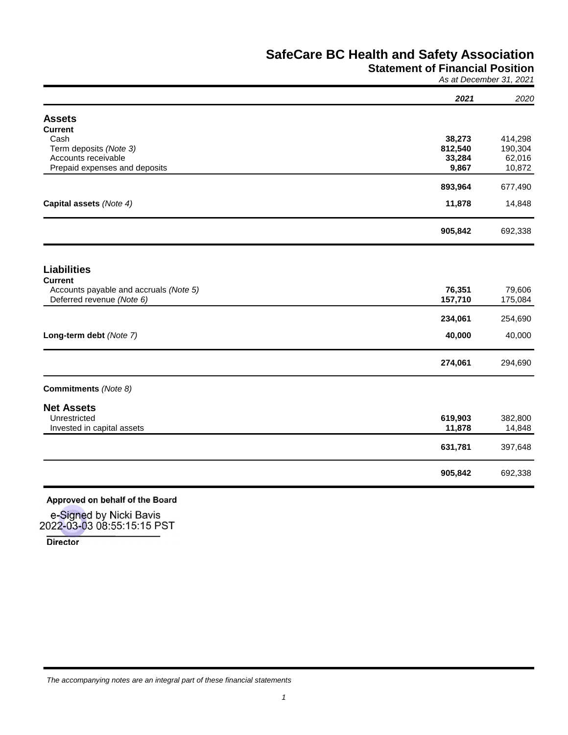# SafeCare BC Health and Safety Association

## Statement of Financial Position

*As at December 31, 2021*

| | **2021** | *2020* |
|---|---|---|
| **Assets** | | |
| **Current** | | |
| Cash | **38,273** | 414,298 |
| Term deposits *(Note 3)* | **812,540** | 190,304 |
| Accounts receivable | **33,284** | 62,016 |
| Prepaid expenses and deposits | **9,867** | 10,872 |
| | **893,964** | 677,490 |
| **Capital assets** *(Note 4)* | **11,878** | 14,848 |
| | **905,842** | 692,338 |
| **Liabilities** | | |
| **Current** | | |
| Accounts payable and accruals *(Note 5)* | **76,351** | 79,606 |
| Deferred revenue *(Note 6)* | **157,710** | 175,084 |
| | **234,061** | 254,690 |
| **Long-term debt** *(Note 7)* | **40,000** | 40,000 |
| | **274,061** | 294,690 |
| **Commitments** *(Note 8)* | | |
| **Net Assets** | | |
| Unrestricted | **619,903** | 382,800 |
| Invested in capital assets | **11,878** | 14,848 |
| | **631,781** | 397,648 |
| | **905,842** | 692,338 |

**Approved on behalf of the Board**

e-Signed by Nicki Bavis
2022-03-03 08:55:15:15 PST

**Director**

*The accompanying notes are an integral part of these financial statements*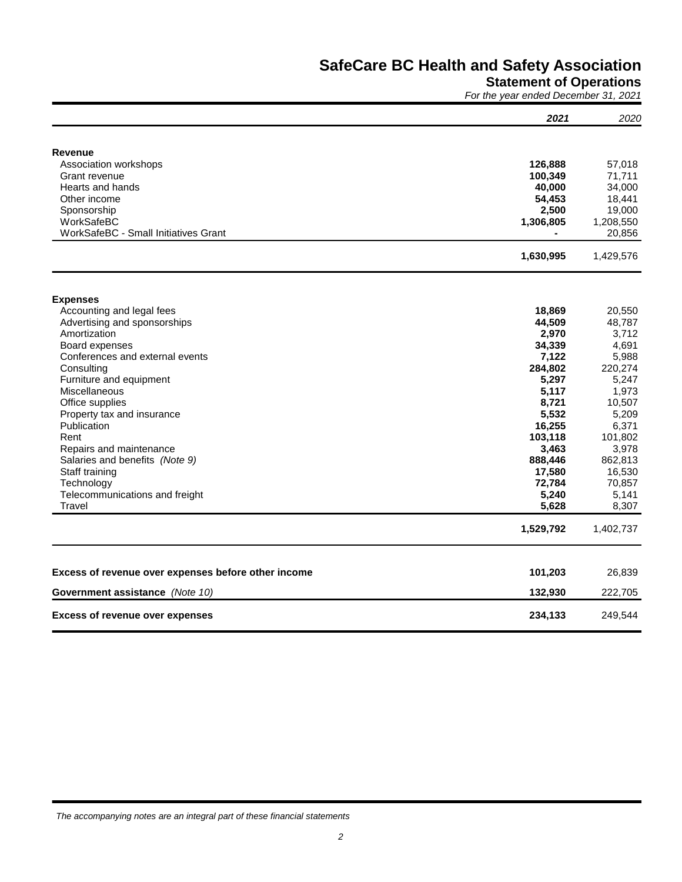# SafeCare BC Health and Safety Association

## Statement of Operations

*For the year ended December 31, 2021*

| | ***2021*** | *2020* |
|---|---|---|
| **Revenue** | | |
| Association workshops | **126,888** | 57,018 |
| Grant revenue | **100,349** | 71,711 |
| Hearts and hands | **40,000** | 34,000 |
| Other income | **54,453** | 18,441 |
| Sponsorship | **2,500** | 19,000 |
| WorkSafeBC | **1,306,805** | 1,208,550 |
| WorkSafeBC - Small Initiatives Grant | **-** | 20,856 |
| | **1,630,995** | 1,429,576 |
| **Expenses** | | |
| Accounting and legal fees | **18,869** | 20,550 |
| Advertising and sponsorships | **44,509** | 48,787 |
| Amortization | **2,970** | 3,712 |
| Board expenses | **34,339** | 4,691 |
| Conferences and external events | **7,122** | 5,988 |
| Consulting | **284,802** | 220,274 |
| Furniture and equipment | **5,297** | 5,247 |
| Miscellaneous | **5,117** | 1,973 |
| Office supplies | **8,721** | 10,507 |
| Property tax and insurance | **5,532** | 5,209 |
| Publication | **16,255** | 6,371 |
| Rent | **103,118** | 101,802 |
| Repairs and maintenance | **3,463** | 3,978 |
| Salaries and benefits *(Note 9)* | **888,446** | 862,813 |
| Staff training | **17,580** | 16,530 |
| Technology | **72,784** | 70,857 |
| Telecommunications and freight | **5,240** | 5,141 |
| Travel | **5,628** | 8,307 |
| | **1,529,792** | 1,402,737 |
| **Excess of revenue over expenses before other income** | **101,203** | 26,839 |
| **Government assistance** *(Note 10)* | **132,930** | 222,705 |
| **Excess of revenue over expenses** | **234,133** | 249,544 |

*The accompanying notes are an integral part of these financial statements*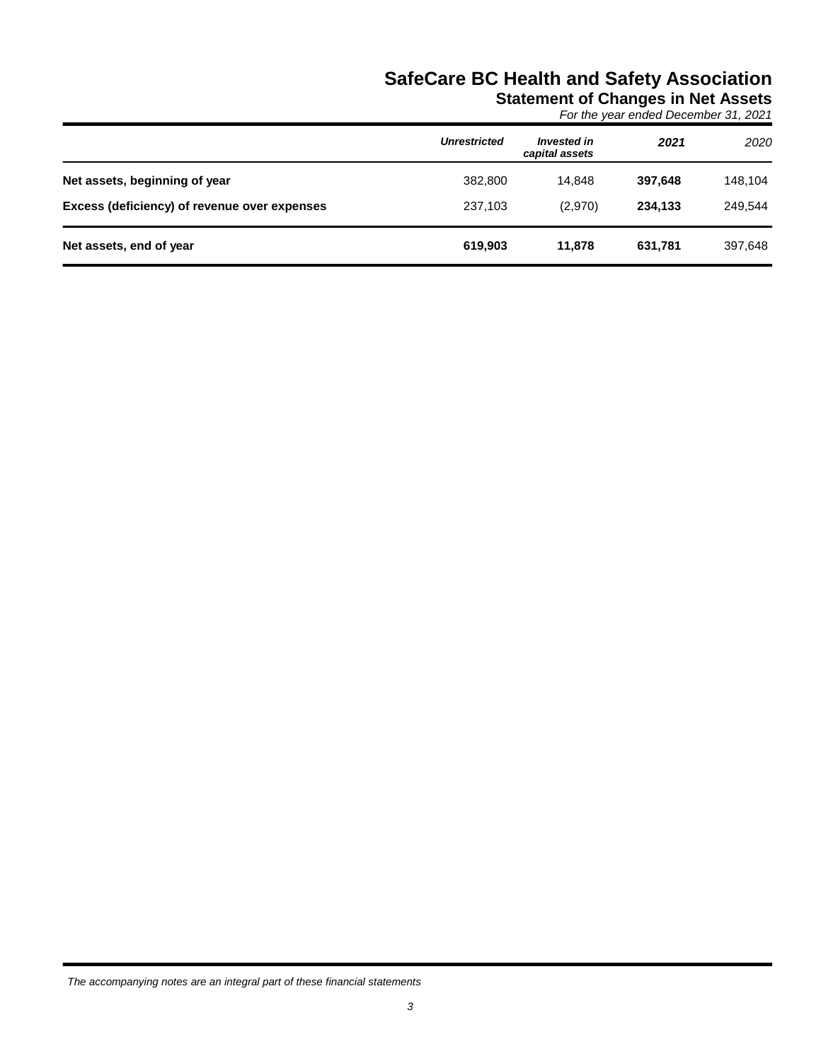# SafeCare BC Health and Safety Association

## Statement of Changes in Net Assets

*For the year ended December 31, 2021*

| | *Unrestricted* | *Invested in capital assets* | *2021* | *2020* |
|---|---|---|---|---|
| **Net assets, beginning of year** | 382,800 | 14,848 | **397,648** | 148,104 |
| **Excess (deficiency) of revenue over expenses** | 237,103 | (2,970) | **234,133** | 249,544 |
| **Net assets, end of year** | **619,903** | **11,878** | **631,781** | 397,648 |

*The accompanying notes are an integral part of these financial statements*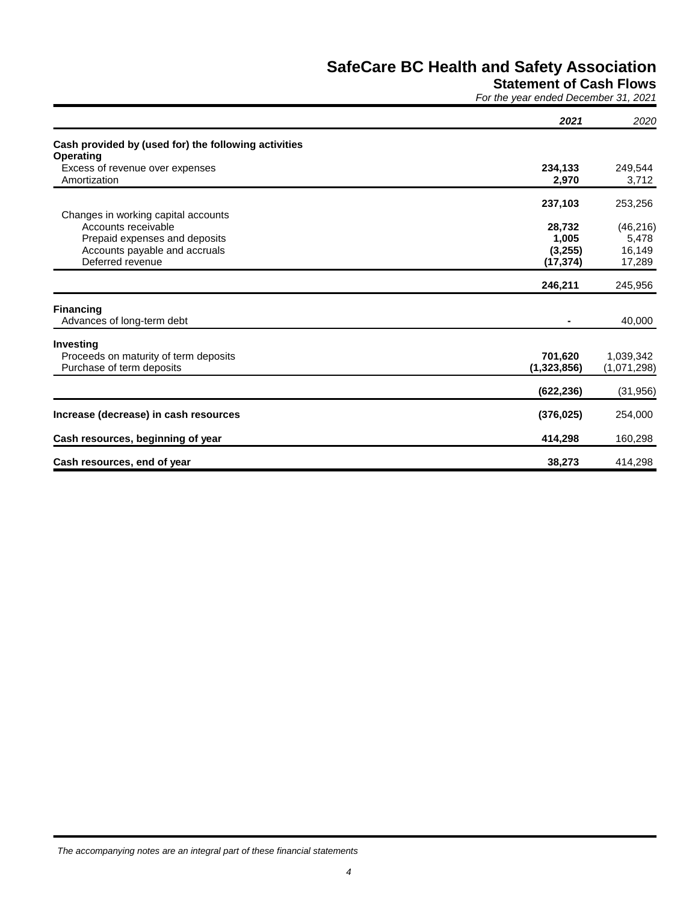# SafeCare BC Health and Safety Association

## Statement of Cash Flows

*For the year ended December 31, 2021*

| | *2021* | *2020* |
|---|---|---|
| **Cash provided by (used for) the following activities** | | |
| **Operating** | | |
| Excess of revenue over expenses | **234,133** | 249,544 |
| Amortization | **2,970** | 3,712 |
| | **237,103** | 253,256 |
| Changes in working capital accounts | | |
| Accounts receivable | **28,732** | (46,216) |
| Prepaid expenses and deposits | **1,005** | 5,478 |
| Accounts payable and accruals | **(3,255)** | 16,149 |
| Deferred revenue | **(17,374)** | 17,289 |
| | **246,211** | 245,956 |
| **Financing** | | |
| Advances of long-term debt | **-** | 40,000 |
| **Investing** | | |
| Proceeds on maturity of term deposits | **701,620** | 1,039,342 |
| Purchase of term deposits | **(1,323,856)** | (1,071,298) |
| | **(622,236)** | (31,956) |
| **Increase (decrease) in cash resources** | **(376,025)** | 254,000 |
| **Cash resources, beginning of year** | **414,298** | 160,298 |
| **Cash resources, end of year** | **38,273** | 414,298 |

*The accompanying notes are an integral part of these financial statements*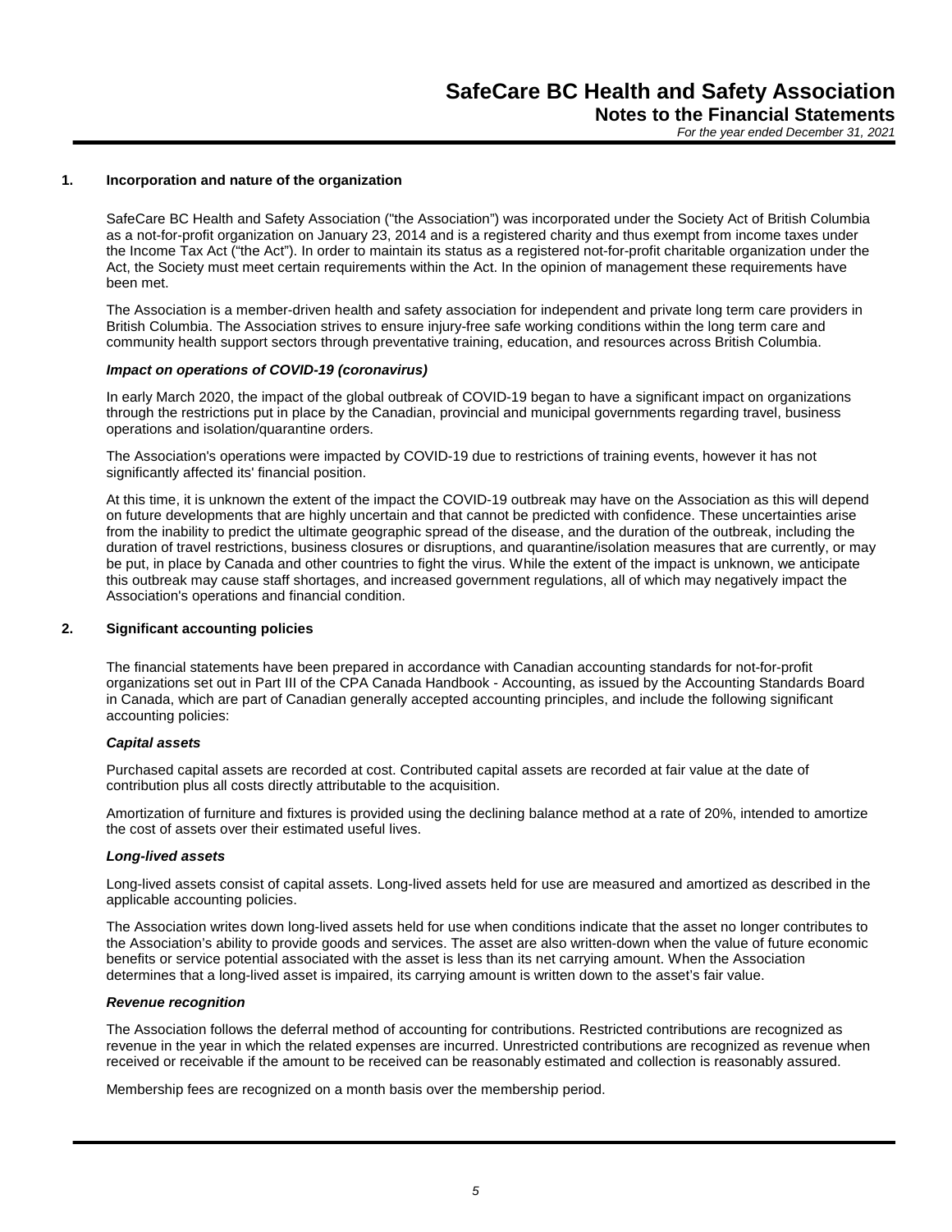# SafeCare BC Health and Safety Association

## Notes to the Financial Statements

*For the year ended December 31, 2021*

### 1. Incorporation and nature of the organization

SafeCare BC Health and Safety Association ("the Association") was incorporated under the Society Act of British Columbia as a not-for-profit organization on January 23, 2014 and is a registered charity and thus exempt from income taxes under the Income Tax Act ("the Act"). In order to maintain its status as a registered not-for-profit charitable organization under the Act, the Society must meet certain requirements within the Act. In the opinion of management these requirements have been met.

The Association is a member-driven health and safety association for independent and private long term care providers in British Columbia. The Association strives to ensure injury-free safe working conditions within the long term care and community health support sectors through preventative training, education, and resources across British Columbia.

***Impact on operations of COVID-19 (coronavirus)***

In early March 2020, the impact of the global outbreak of COVID-19 began to have a significant impact on organizations through the restrictions put in place by the Canadian, provincial and municipal governments regarding travel, business operations and isolation/quarantine orders.

The Association's operations were impacted by COVID-19 due to restrictions of training events, however it has not significantly affected its' financial position.

At this time, it is unknown the extent of the impact the COVID-19 outbreak may have on the Association as this will depend on future developments that are highly uncertain and that cannot be predicted with confidence. These uncertainties arise from the inability to predict the ultimate geographic spread of the disease, and the duration of the outbreak, including the duration of travel restrictions, business closures or disruptions, and quarantine/isolation measures that are currently, or may be put, in place by Canada and other countries to fight the virus. While the extent of the impact is unknown, we anticipate this outbreak may cause staff shortages, and increased government regulations, all of which may negatively impact the Association's operations and financial condition.

### 2. Significant accounting policies

The financial statements have been prepared in accordance with Canadian accounting standards for not-for-profit organizations set out in Part III of the CPA Canada Handbook - Accounting, as issued by the Accounting Standards Board in Canada, which are part of Canadian generally accepted accounting principles, and include the following significant accounting policies:

***Capital assets***

Purchased capital assets are recorded at cost. Contributed capital assets are recorded at fair value at the date of contribution plus all costs directly attributable to the acquisition.

Amortization of furniture and fixtures is provided using the declining balance method at a rate of 20%, intended to amortize the cost of assets over their estimated useful lives.

***Long-lived assets***

Long-lived assets consist of capital assets. Long-lived assets held for use are measured and amortized as described in the applicable accounting policies.

The Association writes down long-lived assets held for use when conditions indicate that the asset no longer contributes to the Association's ability to provide goods and services. The asset are also written-down when the value of future economic benefits or service potential associated with the asset is less than its net carrying amount. When the Association determines that a long-lived asset is impaired, its carrying amount is written down to the asset's fair value.

***Revenue recognition***

The Association follows the deferral method of accounting for contributions. Restricted contributions are recognized as revenue in the year in which the related expenses are incurred. Unrestricted contributions are recognized as revenue when received or receivable if the amount to be received can be reasonably estimated and collection is reasonably assured.

Membership fees are recognized on a month basis over the membership period.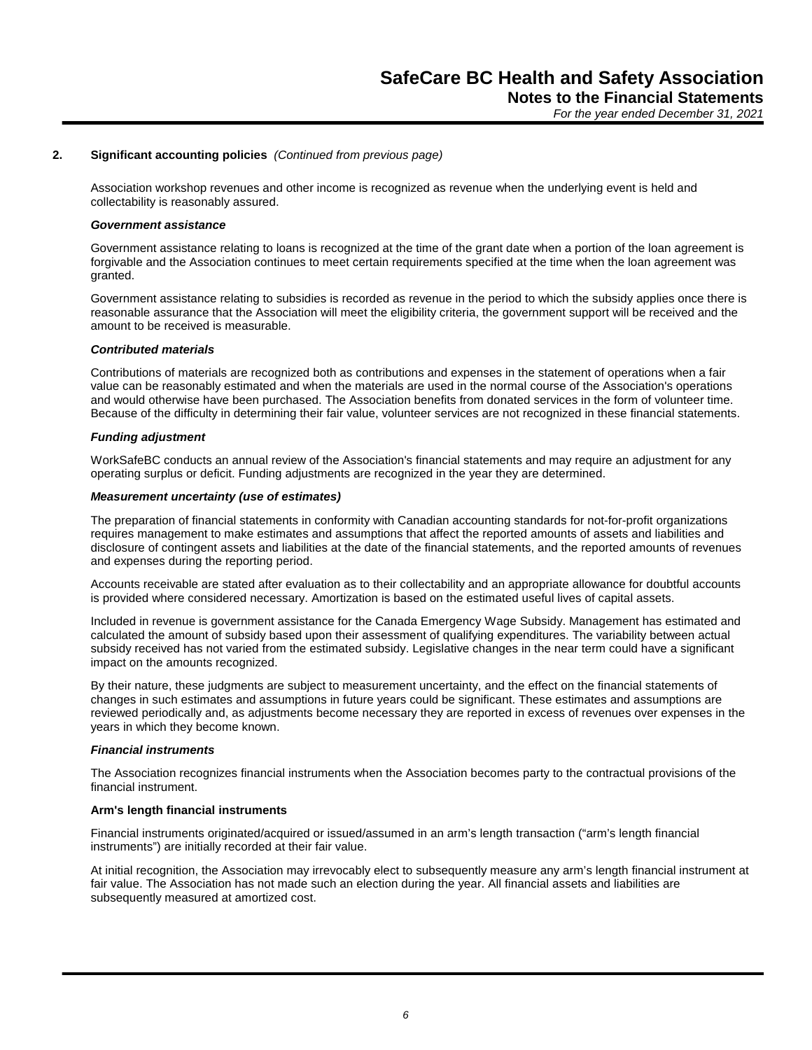## 2. Significant accounting policies *(Continued from previous page)*

Association workshop revenues and other income is recognized as revenue when the underlying event is held and collectability is reasonably assured.

***Government assistance***

Government assistance relating to loans is recognized at the time of the grant date when a portion of the loan agreement is forgivable and the Association continues to meet certain requirements specified at the time when the loan agreement was granted.

Government assistance relating to subsidies is recorded as revenue in the period to which the subsidy applies once there is reasonable assurance that the Association will meet the eligibility criteria, the government support will be received and the amount to be received is measurable.

***Contributed materials***

Contributions of materials are recognized both as contributions and expenses in the statement of operations when a fair value can be reasonably estimated and when the materials are used in the normal course of the Association's operations and would otherwise have been purchased. The Association benefits from donated services in the form of volunteer time. Because of the difficulty in determining their fair value, volunteer services are not recognized in these financial statements.

***Funding adjustment***

WorkSafeBC conducts an annual review of the Association's financial statements and may require an adjustment for any operating surplus or deficit. Funding adjustments are recognized in the year they are determined.

***Measurement uncertainty (use of estimates)***

The preparation of financial statements in conformity with Canadian accounting standards for not-for-profit organizations requires management to make estimates and assumptions that affect the reported amounts of assets and liabilities and disclosure of contingent assets and liabilities at the date of the financial statements, and the reported amounts of revenues and expenses during the reporting period.

Accounts receivable are stated after evaluation as to their collectability and an appropriate allowance for doubtful accounts is provided where considered necessary. Amortization is based on the estimated useful lives of capital assets.

Included in revenue is government assistance for the Canada Emergency Wage Subsidy. Management has estimated and calculated the amount of subsidy based upon their assessment of qualifying expenditures. The variability between actual subsidy received has not varied from the estimated subsidy. Legislative changes in the near term could have a significant impact on the amounts recognized.

By their nature, these judgments are subject to measurement uncertainty, and the effect on the financial statements of changes in such estimates and assumptions in future years could be significant. These estimates and assumptions are reviewed periodically and, as adjustments become necessary they are reported in excess of revenues over expenses in the years in which they become known.

***Financial instruments***

The Association recognizes financial instruments when the Association becomes party to the contractual provisions of the financial instrument.

**Arm's length financial instruments**

Financial instruments originated/acquired or issued/assumed in an arm's length transaction ("arm's length financial instruments") are initially recorded at their fair value.

At initial recognition, the Association may irrevocably elect to subsequently measure any arm's length financial instrument at fair value. The Association has not made such an election during the year. All financial assets and liabilities are subsequently measured at amortized cost.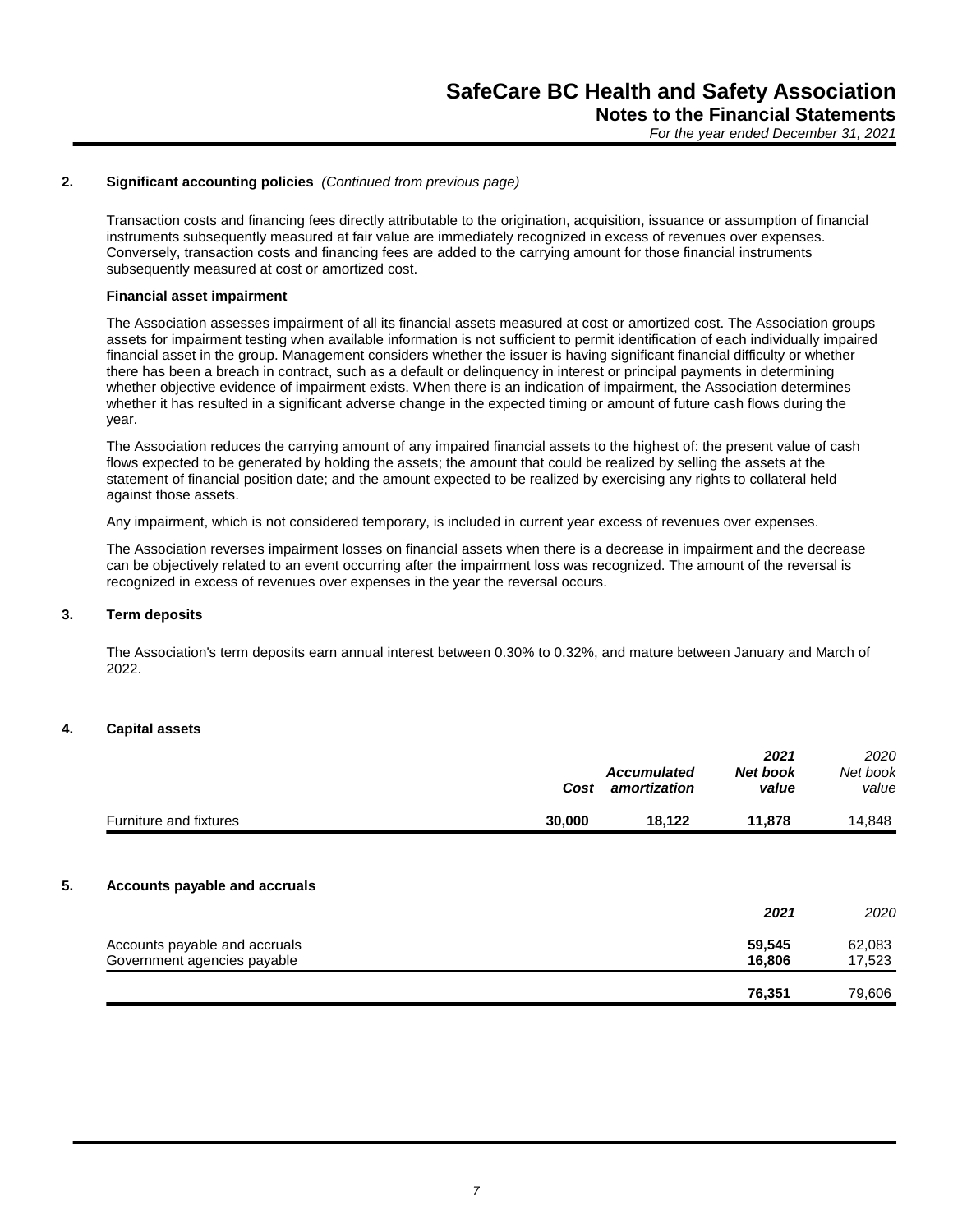## 2. Significant accounting policies *(Continued from previous page)*

Transaction costs and financing fees directly attributable to the origination, acquisition, issuance or assumption of financial instruments subsequently measured at fair value are immediately recognized in excess of revenues over expenses. Conversely, transaction costs and financing fees are added to the carrying amount for those financial instruments subsequently measured at cost or amortized cost.

**Financial asset impairment**

The Association assesses impairment of all its financial assets measured at cost or amortized cost. The Association groups assets for impairment testing when available information is not sufficient to permit identification of each individually impaired financial asset in the group. Management considers whether the issuer is having significant financial difficulty or whether there has been a breach in contract, such as a default or delinquency in interest or principal payments in determining whether objective evidence of impairment exists. When there is an indication of impairment, the Association determines whether it has resulted in a significant adverse change in the expected timing or amount of future cash flows during the year.

The Association reduces the carrying amount of any impaired financial assets to the highest of: the present value of cash flows expected to be generated by holding the assets; the amount that could be realized by selling the assets at the statement of financial position date; and the amount expected to be realized by exercising any rights to collateral held against those assets.

Any impairment, which is not considered temporary, is included in current year excess of revenues over expenses.

The Association reverses impairment losses on financial assets when there is a decrease in impairment and the decrease can be objectively related to an event occurring after the impairment loss was recognized. The amount of the reversal is recognized in excess of revenues over expenses in the year the reversal occurs.

## 3. Term deposits

The Association's term deposits earn annual interest between 0.30% to 0.32%, and mature between January and March of 2022.

## 4. Capital assets

| | ***Cost*** | ***Accumulated amortization*** | ***2021 Net book value*** | *2020 Net book value* |
|---|---|---|---|---|
| Furniture and fixtures | **30,000** | **18,122** | **11,878** | 14,848 |

## 5. Accounts payable and accruals

| | ***2021*** | *2020* |
|---|---|---|
| Accounts payable and accruals | **59,545** | 62,083 |
| Government agencies payable | **16,806** | 17,523 |
| | **76,351** | 79,606 |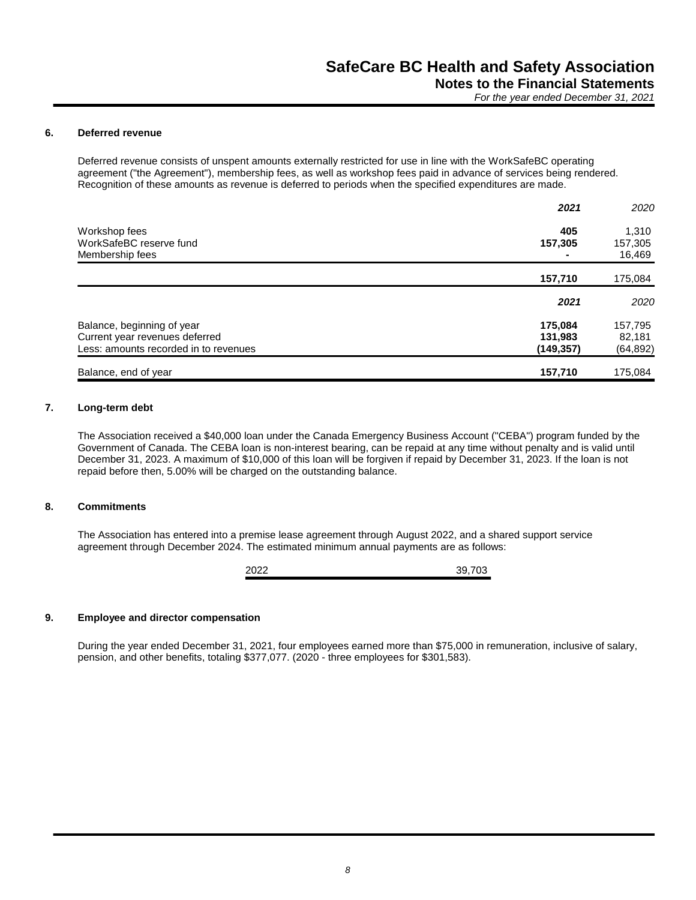### 6. Deferred revenue

Deferred revenue consists of unspent amounts externally restricted for use in line with the WorkSafeBC operating agreement ("the Agreement"), membership fees, as well as workshop fees paid in advance of services being rendered. Recognition of these amounts as revenue is deferred to periods when the specified expenditures are made.

| | **2021** | 2020 |
|---|---|---|
| Workshop fees | **405** | 1,310 |
| WorkSafeBC reserve fund | **157,305** | 157,305 |
| Membership fees | **-** | 16,469 |
| | **157,710** | 175,084 |

| | **2021** | 2020 |
|---|---|---|
| Balance, beginning of year | **175,084** | 157,795 |
| Current year revenues deferred | **131,983** | 82,181 |
| Less: amounts recorded in to revenues | **(149,357)** | (64,892) |
| Balance, end of year | **157,710** | 175,084 |

### 7. Long-term debt

The Association received a $40,000 loan under the Canada Emergency Business Account ("CEBA") program funded by the Government of Canada. The CEBA loan is non-interest bearing, can be repaid at any time without penalty and is valid until December 31, 2023. A maximum of $10,000 of this loan will be forgiven if repaid by December 31, 2023. If the loan is not repaid before then, 5.00% will be charged on the outstanding balance.

### 8. Commitments

The Association has entered into a premise lease agreement through August 2022, and a shared support service agreement through December 2024. The estimated minimum annual payments are as follows:

| | |
|---|---|
| 2022 | 39,703 |

### 9. Employee and director compensation

During the year ended December 31, 2021, four employees earned more than $75,000 in remuneration, inclusive of salary, pension, and other benefits, totaling $377,077. (2020 - three employees for $301,583).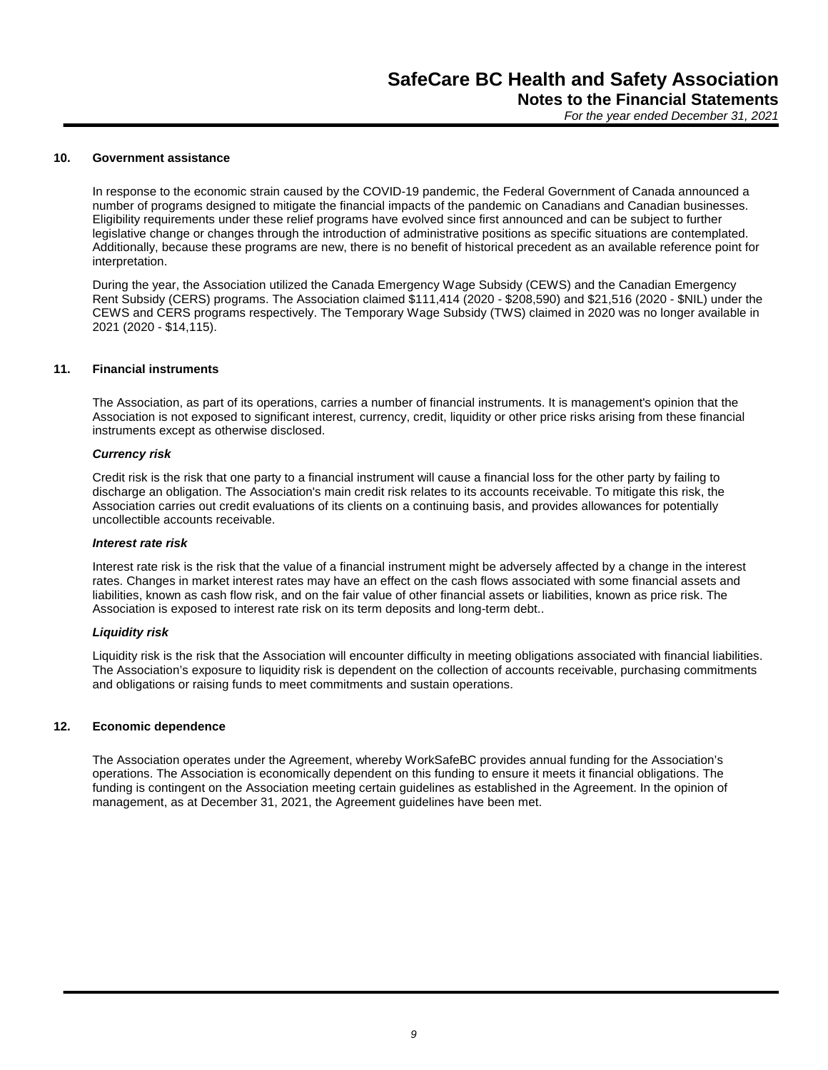## 10. Government assistance

In response to the economic strain caused by the COVID-19 pandemic, the Federal Government of Canada announced a number of programs designed to mitigate the financial impacts of the pandemic on Canadians and Canadian businesses. Eligibility requirements under these relief programs have evolved since first announced and can be subject to further legislative change or changes through the introduction of administrative positions as specific situations are contemplated. Additionally, because these programs are new, there is no benefit of historical precedent as an available reference point for interpretation.

During the year, the Association utilized the Canada Emergency Wage Subsidy (CEWS) and the Canadian Emergency Rent Subsidy (CERS) programs. The Association claimed $111,414 (2020 - $208,590) and $21,516 (2020 - $NIL) under the CEWS and CERS programs respectively. The Temporary Wage Subsidy (TWS) claimed in 2020 was no longer available in 2021 (2020 - $14,115).

## 11. Financial instruments

The Association, as part of its operations, carries a number of financial instruments. It is management's opinion that the Association is not exposed to significant interest, currency, credit, liquidity or other price risks arising from these financial instruments except as otherwise disclosed.

***Currency risk***

Credit risk is the risk that one party to a financial instrument will cause a financial loss for the other party by failing to discharge an obligation. The Association's main credit risk relates to its accounts receivable. To mitigate this risk, the Association carries out credit evaluations of its clients on a continuing basis, and provides allowances for potentially uncollectible accounts receivable.

***Interest rate risk***

Interest rate risk is the risk that the value of a financial instrument might be adversely affected by a change in the interest rates. Changes in market interest rates may have an effect on the cash flows associated with some financial assets and liabilities, known as cash flow risk, and on the fair value of other financial assets or liabilities, known as price risk. The Association is exposed to interest rate risk on its term deposits and long-term debt..

***Liquidity risk***

Liquidity risk is the risk that the Association will encounter difficulty in meeting obligations associated with financial liabilities. The Association's exposure to liquidity risk is dependent on the collection of accounts receivable, purchasing commitments and obligations or raising funds to meet commitments and sustain operations.

## 12. Economic dependence

The Association operates under the Agreement, whereby WorkSafeBC provides annual funding for the Association's operations. The Association is economically dependent on this funding to ensure it meets it financial obligations. The funding is contingent on the Association meeting certain guidelines as established in the Agreement. In the opinion of management, as at December 31, 2021, the Agreement guidelines have been met.